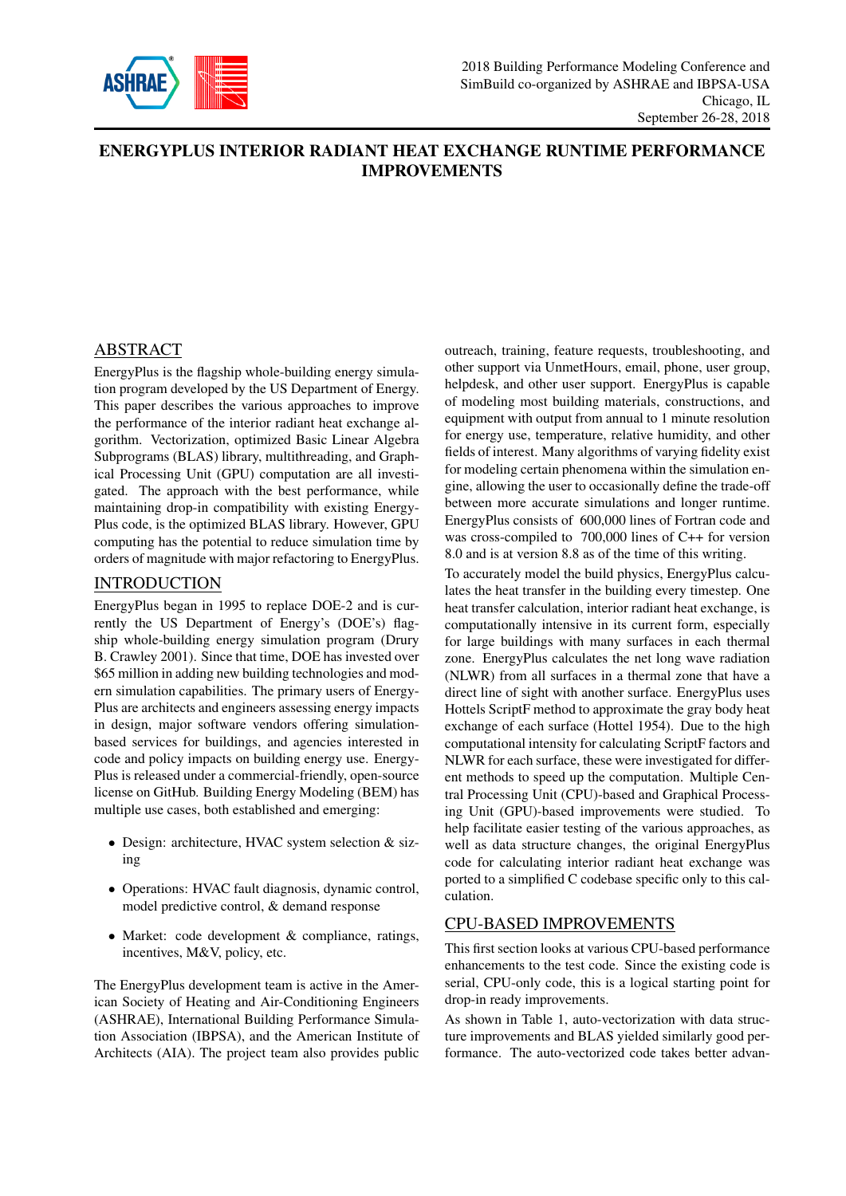# ENERGYPLUS INTERIOR RADIANT HEAT EXCHANGE RUNTIME PERFORMANCE IMPROVEMENTS

## ABSTRACT

EnergyPlus is the flagship whole-building energy simulation program developed by the US Department of Energy. This paper describes the various approaches to improve the performance of the interior radiant heat exchange algorithm. Vectorization, optimized Basic Linear Algebra Subprograms (BLAS) library, multithreading, and Graphical Processing Unit (GPU) computation are all investigated. The approach with the best performance, while maintaining drop-in compatibility with existing EnergyPlus code, is the optimized BLAS library. However, GPU computing has the potential to reduce simulation time by orders of magnitude with major refactoring to EnergyPlus.

## INTRODUCTION

EnergyPlus began in 1995 to replace DOE-2 and is currently the US Department of Energy's (DOE's) flagship whole-building energy simulation program (Drury B. Crawley 2001). Since that time, DOE has invested over \$65 million in adding new building technologies and modern simulation capabilities. The primary users of EnergyPlus are architects and engineers assessing energy impacts in design, major software vendors offering simulation-based services for buildings, and agencies interested in code and policy impacts on building energy use. EnergyPlus is released under a commercial-friendly, open-source license on GitHub. Building Energy Modeling (BEM) has multiple use cases, both established and emerging:

- Design: architecture, HVAC system selection & sizing
- Operations: HVAC fault diagnosis, dynamic control, model predictive control, & demand response
- Market: code development & compliance, ratings, incentives, M&V, policy, etc.

The EnergyPlus development team is active in the American Society of Heating and Air-Conditioning Engineers (ASHRAE), International Building Performance Simulation Association (IBPSA), and the American Institute of Architects (AIA). The project team also provides public outreach, training, feature requests, troubleshooting, and other support via UnmetHours, email, phone, user group, helpdesk, and other user support. EnergyPlus is capable of modeling most building materials, constructions, and equipment with output from annual to 1 minute resolution for energy use, temperature, relative humidity, and other fields of interest. Many algorithms of varying fidelity exist for modeling certain phenomena within the simulation engine, allowing the user to occasionally define the trade-off between more accurate simulations and longer runtime. EnergyPlus consists of 600,000 lines of Fortran code and was cross-compiled to 700,000 lines of C++ for version 8.0 and is at version 8.8 as of the time of this writing.

To accurately model the build physics, EnergyPlus calculates the heat transfer in the building every timestep. One heat transfer calculation, interior radiant heat exchange, is computationally intensive in its current form, especially for large buildings with many surfaces in each thermal zone. EnergyPlus calculates the net long wave radiation (NLWR) from all surfaces in a thermal zone that have a direct line of sight with another surface. EnergyPlus uses Hottels ScriptF method to approximate the gray body heat exchange of each surface (Hottel 1954). Due to the high computational intensity for calculating ScriptF factors and NLWR for each surface, these were investigated for different methods to speed up the computation. Multiple Central Processing Unit (CPU)-based and Graphical Processing Unit (GPU)-based improvements were studied. To help facilitate easier testing of the various approaches, as well as data structure changes, the original EnergyPlus code for calculating interior radiant heat exchange was ported to a simplified C codebase specific only to this calculation.

## CPU-BASED IMPROVEMENTS

This first section looks at various CPU-based performance enhancements to the test code. Since the existing code is serial, CPU-only code, this is a logical starting point for drop-in ready improvements.

As shown in Table 1, auto-vectorization with data structure improvements and BLAS yielded similarly good performance. The auto-vectorized code takes better advan-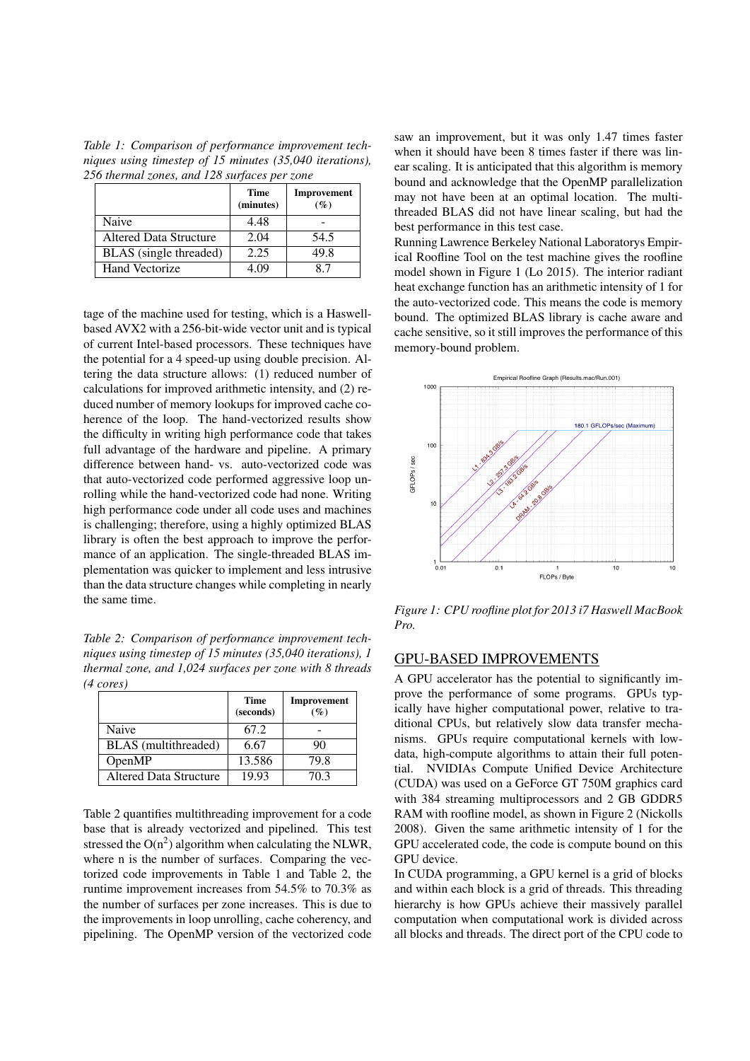*Table 1: Comparison of performance improvement techniques using timestep of 15 minutes (35,040 iterations), 256 thermal zones, and 128 surfaces per zone*

| | Time (minutes) | Improvement (%) |
|---|---|---|
| Naive | 4.48 | - |
| Altered Data Structure | 2.04 | 54.5 |
| BLAS (single threaded) | 2.25 | 49.8 |
| Hand Vectorize | 4.09 | 8.7 |

tage of the machine used for testing, which is a Haswell-based AVX2 with a 256-bit-wide vector unit and is typical of current Intel-based processors. These techniques have the potential for a 4 speed-up using double precision. Altering the data structure allows: (1) reduced number of calculations for improved arithmetic intensity, and (2) reduced number of memory lookups for improved cache coherence of the loop. The hand-vectorized results show the difficulty in writing high performance code that takes full advantage of the hardware and pipeline. A primary difference between hand- vs. auto-vectorized code was that auto-vectorized code performed aggressive loop unrolling while the hand-vectorized code had none. Writing high performance code under all code uses and machines is challenging; therefore, using a highly optimized BLAS library is often the best approach to improve the performance of an application. The single-threaded BLAS implementation was quicker to implement and less intrusive than the data structure changes while completing in nearly the same time.

*Table 2: Comparison of performance improvement techniques using timestep of 15 minutes (35,040 iterations), 1 thermal zone, and 1,024 surfaces per zone with 8 threads (4 cores)*

| | Time (seconds) | Improvement (%) |
|---|---|---|
| Naive | 67.2 | - |
| BLAS (multithreaded) | 6.67 | 90 |
| OpenMP | 13.586 | 79.8 |
| Altered Data Structure | 19.93 | 70.3 |

Table 2 quantifies multithreading improvement for a code base that is already vectorized and pipelined. This test stressed the $O(n^2)$ algorithm when calculating the NLWR, where n is the number of surfaces. Comparing the vectorized code improvements in Table 1 and Table 2, the runtime improvement increases from 54.5% to 70.3% as the number of surfaces per zone increases. This is due to the improvements in loop unrolling, cache coherency, and pipelining. The OpenMP version of the vectorized code saw an improvement, but it was only 1.47 times faster when it should have been 8 times faster if there was linear scaling. It is anticipated that this algorithm is memory bound and acknowledge that the OpenMP parallelization may not have been at an optimal location. The multi-threaded BLAS did not have linear scaling, but had the best performance in this test case.

Running Lawrence Berkeley National Laboratorys Empirical Roofline Tool on the test machine gives the roofline model shown in Figure 1 (Lo 2015). The interior radiant heat exchange function has an arithmetic intensity of 1 for the auto-vectorized code. This means the code is memory bound. The optimized BLAS library is cache aware and cache sensitive, so it still improves the performance of this memory-bound problem.

*Figure 1: CPU roofline plot for 2013 i7 Haswell MacBook Pro.*

## GPU-BASED IMPROVEMENTS

A GPU accelerator has the potential to significantly improve the performance of some programs. GPUs typically have higher computational power, relative to traditional CPUs, but relatively slow data transfer mechanisms. GPUs require computational kernels with low-data, high-compute algorithms to attain their full potential. NVIDIAs Compute Unified Device Architecture (CUDA) was used on a GeForce GT 750M graphics card with 384 streaming multiprocessors and 2 GB GDDR5 RAM with roofline model, as shown in Figure 2 (Nickolls 2008). Given the same arithmetic intensity of 1 for the GPU accelerated code, the code is compute bound on this GPU device.

In CUDA programming, a GPU kernel is a grid of blocks and within each block is a grid of threads. This threading hierarchy is how GPUs achieve their massively parallel computation when computational work is divided across all blocks and threads. The direct port of the CPU code to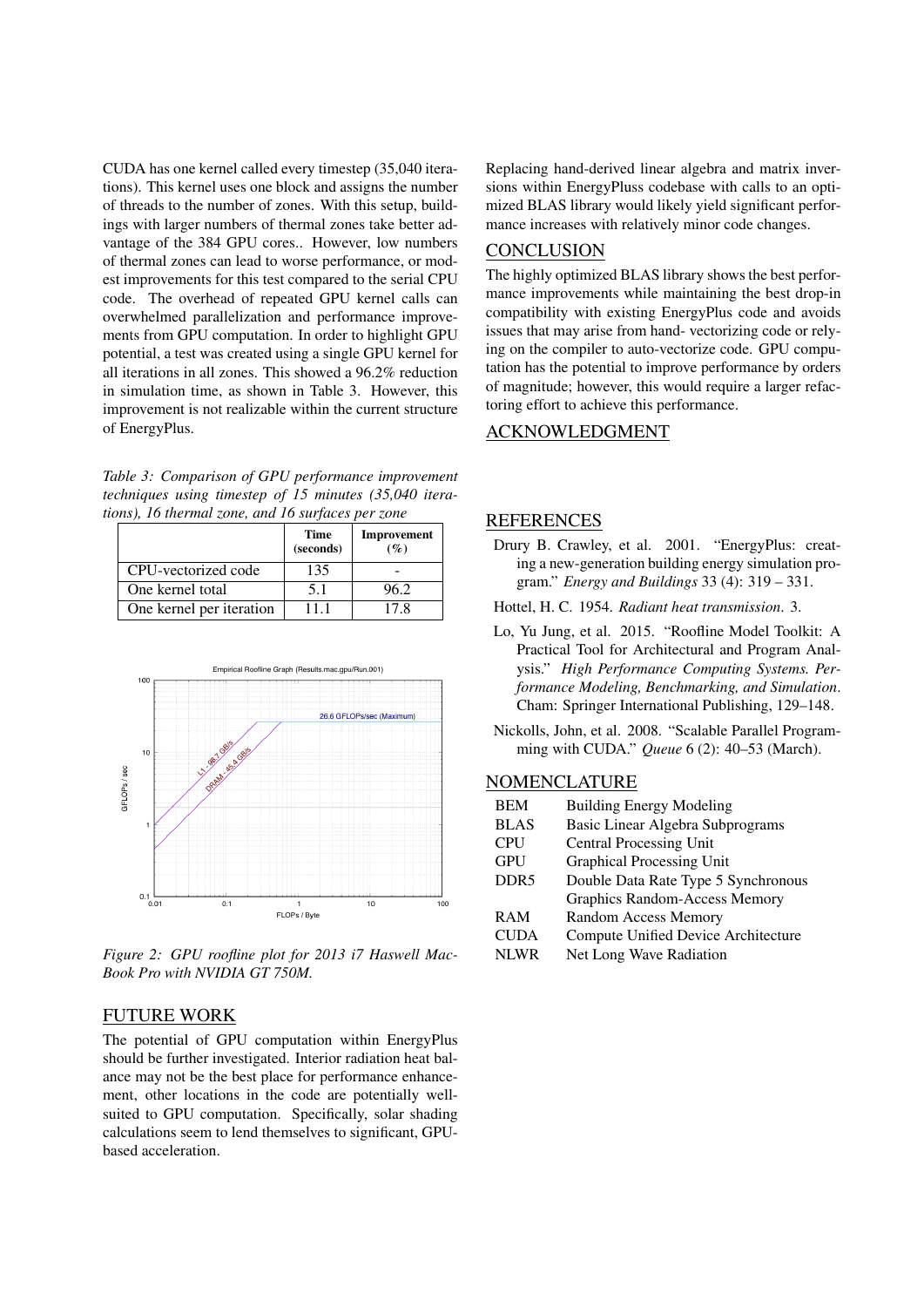CUDA has one kernel called every timestep (35,040 iterations). This kernel uses one block and assigns the number of threads to the number of zones. With this setup, buildings with larger numbers of thermal zones take better advantage of the 384 GPU cores.. However, low numbers of thermal zones can lead to worse performance, or modest improvements for this test compared to the serial CPU code. The overhead of repeated GPU kernel calls can overwhelmed parallelization and performance improvements from GPU computation. In order to highlight GPU potential, a test was created using a single GPU kernel for all iterations in all zones. This showed a 96.2% reduction in simulation time, as shown in Table 3. However, this improvement is not realizable within the current structure of EnergyPlus.

*Table 3: Comparison of GPU performance improvement techniques using timestep of 15 minutes (35,040 iterations), 16 thermal zone, and 16 surfaces per zone*

| | Time (seconds) | Improvement (%) |
|---|---|---|
| CPU-vectorized code | 135 | - |
| One kernel total | 5.1 | 96.2 |
| One kernel per iteration | 11.1 | 17.8 |

Empirical Roofline Graph (Results.mac.gpu/Run.001)

26.6 GFLOPs/sec (Maximum)

L1 - 98.7 GB/s

DRAM - 45.4 GB/s

GFLOPs / sec

FLOPs / Byte

100, 10, 1, 0.1

0.01, 0.1, 1, 10, 100

*Figure 2: GPU roofline plot for 2013 i7 Haswell MacBook Pro with NVIDIA GT 750M.*

## FUTURE WORK

The potential of GPU computation within EnergyPlus should be further investigated. Interior radiation heat balance may not be the best place for performance enhancement, other locations in the code are potentially well-suited to GPU computation. Specifically, solar shading calculations seem to lend themselves to significant, GPU-based acceleration.

Replacing hand-derived linear algebra and matrix inversions within EnergyPluss codebase with calls to an optimized BLAS library would likely yield significant performance increases with relatively minor code changes.

## CONCLUSION

The highly optimized BLAS library shows the best performance improvements while maintaining the best drop-in compatibility with existing EnergyPlus code and avoids issues that may arise from hand- vectorizing code or relying on the compiler to auto-vectorize code. GPU computation has the potential to improve performance by orders of magnitude; however, this would require a larger refactoring effort to achieve this performance.

## ACKNOWLEDGMENT

## REFERENCES

Drury B. Crawley, et al. 2001. "EnergyPlus: creating a new-generation building energy simulation program." *Energy and Buildings* 33 (4): 319 – 331.

Hottel, H. C. 1954. *Radiant heat transmission*. 3.

Lo, Yu Jung, et al. 2015. "Roofline Model Toolkit: A Practical Tool for Architectural and Program Analysis." *High Performance Computing Systems. Performance Modeling, Benchmarking, and Simulation*. Cham: Springer International Publishing, 129–148.

Nickolls, John, et al. 2008. "Scalable Parallel Programming with CUDA." *Queue* 6 (2): 40–53 (March).

## NOMENCLATURE

| | |
|---|---|
| BEM | Building Energy Modeling |
| BLAS | Basic Linear Algebra Subprograms |
| CPU | Central Processing Unit |
| GPU | Graphical Processing Unit |
| DDR5 | Double Data Rate Type 5 Synchronous Graphics Random-Access Memory |
| RAM | Random Access Memory |
| CUDA | Compute Unified Device Architecture |
| NLWR | Net Long Wave Radiation |